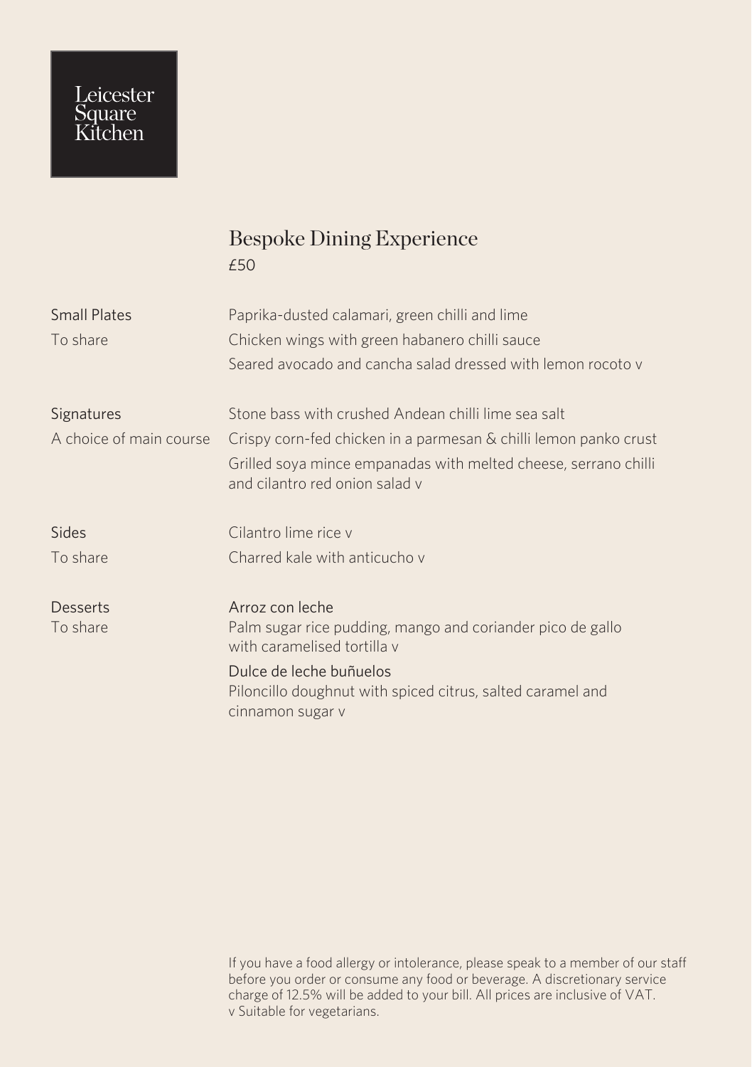Leicester Square Kitchen

# Bespoke Dining Experience

£50

## Small Plates

To share

- Paprika-dusted calamari, green chilli and lime
- Chicken wings with green habanero chilli sauce
- Seared avocado and cancha salad dressed with lemon rocoto v

## Signatures

A choice of main course

- Stone bass with crushed Andean chilli lime sea salt
- Crispy corn-fed chicken in a parmesan & chilli lemon panko crust
- Grilled soya mince empanadas with melted cheese, serrano chilli and cilantro red onion salad v

## Sides

To share

- Cilantro lime rice v
- Charred kale with anticucho v

## Desserts

To share

Arroz con leche
Palm sugar rice pudding, mango and coriander pico de gallo with caramelised tortilla v

Dulce de leche buñuelos
Piloncillo doughnut with spiced citrus, salted caramel and cinnamon sugar v

If you have a food allergy or intolerance, please speak to a member of our staff before you order or consume any food or beverage. A discretionary service charge of 12.5% will be added to your bill. All prices are inclusive of VAT.
v Suitable for vegetarians.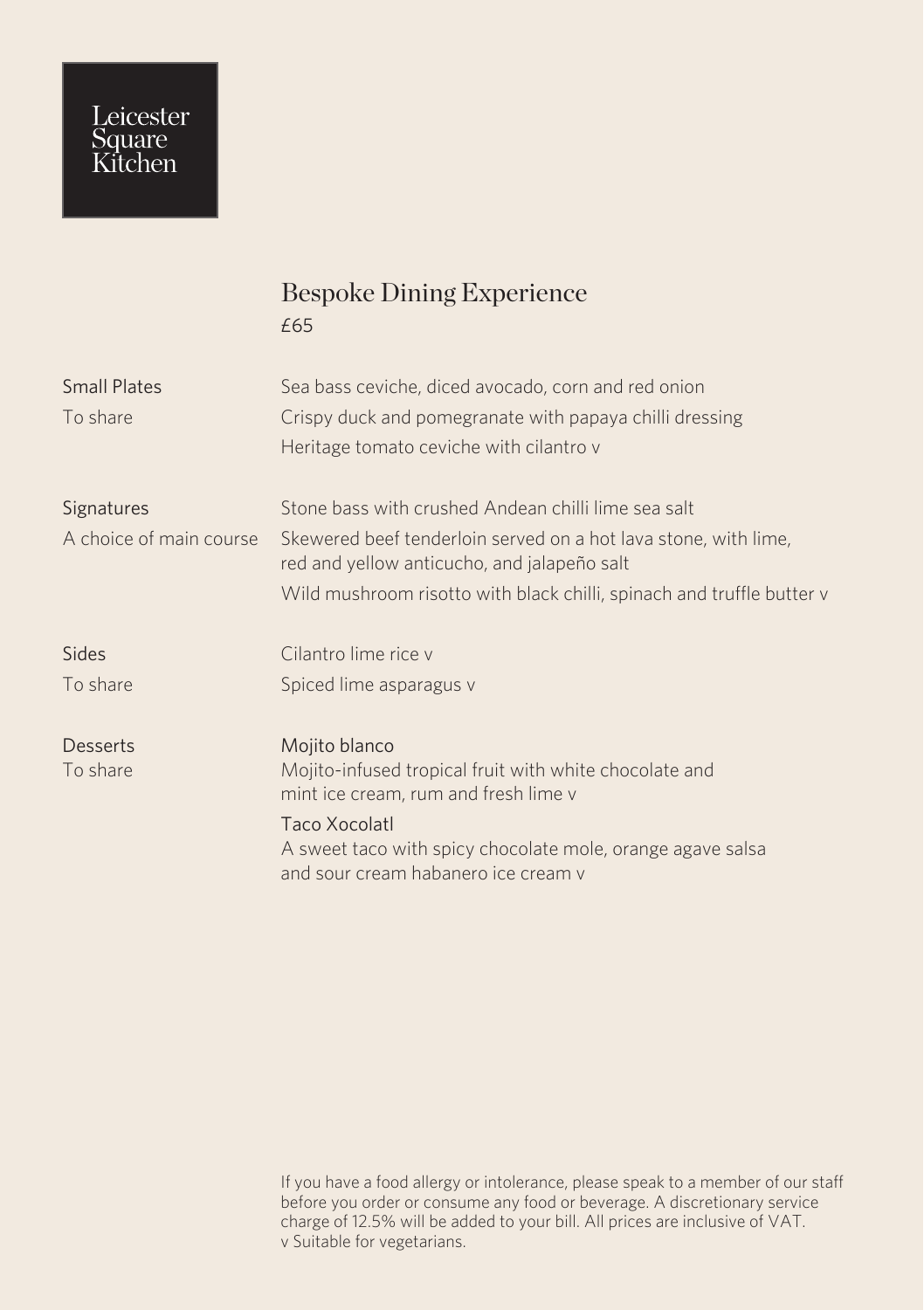Leicester Square Kitchen

# Bespoke Dining Experience

£65

| | |
|---|---|
| **Small Plates**<br>To share | Sea bass ceviche, diced avocado, corn and red onion<br>Crispy duck and pomegranate with papaya chilli dressing<br>Heritage tomato ceviche with cilantro v |
| **Signatures**<br>A choice of main course | Stone bass with crushed Andean chilli lime sea salt<br>Skewered beef tenderloin served on a hot lava stone, with lime, red and yellow anticucho, and jalapeño salt<br>Wild mushroom risotto with black chilli, spinach and truffle butter v |
| **Sides**<br>To share | Cilantro lime rice v<br>Spiced lime asparagus v |
| **Desserts**<br>To share | Mojito blanco<br>Mojito-infused tropical fruit with white chocolate and mint ice cream, rum and fresh lime v<br>Taco Xocolatl<br>A sweet taco with spicy chocolate mole, orange agave salsa and sour cream habanero ice cream v |

If you have a food allergy or intolerance, please speak to a member of our staff before you order or consume any food or beverage. A discretionary service charge of 12.5% will be added to your bill. All prices are inclusive of VAT.
v Suitable for vegetarians.